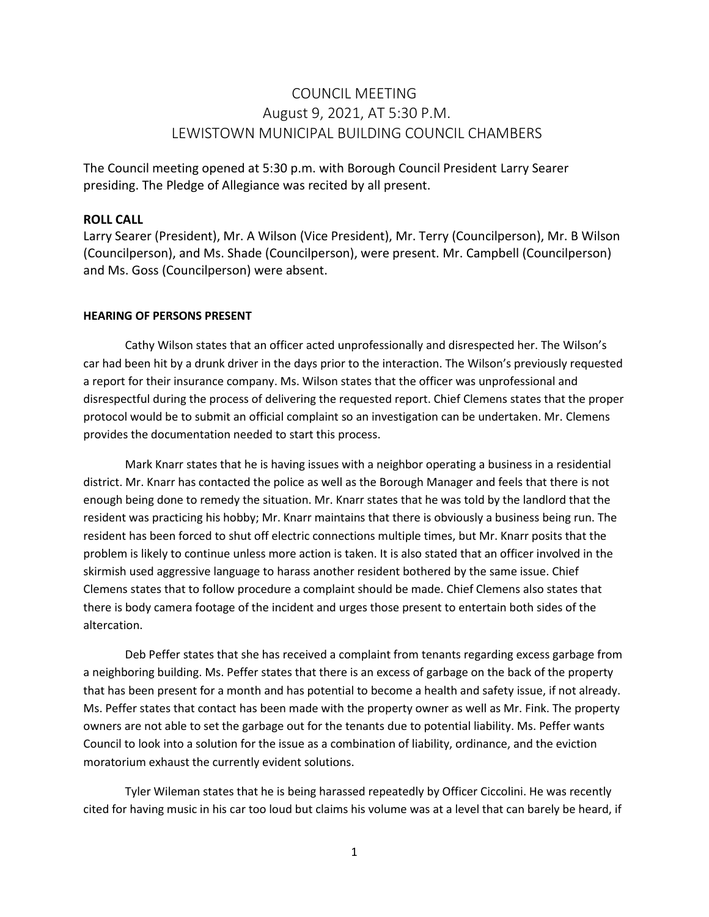# COUNCIL MEETING
## August 9, 2021, AT 5:30 P.M.
## LEWISTOWN MUNICIPAL BUILDING COUNCIL CHAMBERS

The Council meeting opened at 5:30 p.m. with Borough Council President Larry Searer presiding. The Pledge of Allegiance was recited by all present.

**ROLL CALL**

Larry Searer (President), Mr. A Wilson (Vice President), Mr. Terry (Councilperson), Mr. B Wilson (Councilperson), and Ms. Shade (Councilperson), were present. Mr. Campbell (Councilperson) and Ms. Goss (Councilperson) were absent.

**HEARING OF PERSONS PRESENT**

Cathy Wilson states that an officer acted unprofessionally and disrespected her. The Wilson's car had been hit by a drunk driver in the days prior to the interaction. The Wilson's previously requested a report for their insurance company. Ms. Wilson states that the officer was unprofessional and disrespectful during the process of delivering the requested report. Chief Clemens states that the proper protocol would be to submit an official complaint so an investigation can be undertaken. Mr. Clemens provides the documentation needed to start this process.

Mark Knarr states that he is having issues with a neighbor operating a business in a residential district. Mr. Knarr has contacted the police as well as the Borough Manager and feels that there is not enough being done to remedy the situation. Mr. Knarr states that he was told by the landlord that the resident was practicing his hobby; Mr. Knarr maintains that there is obviously a business being run. The resident has been forced to shut off electric connections multiple times, but Mr. Knarr posits that the problem is likely to continue unless more action is taken. It is also stated that an officer involved in the skirmish used aggressive language to harass another resident bothered by the same issue. Chief Clemens states that to follow procedure a complaint should be made. Chief Clemens also states that there is body camera footage of the incident and urges those present to entertain both sides of the altercation.

Deb Peffer states that she has received a complaint from tenants regarding excess garbage from a neighboring building. Ms. Peffer states that there is an excess of garbage on the back of the property that has been present for a month and has potential to become a health and safety issue, if not already. Ms. Peffer states that contact has been made with the property owner as well as Mr. Fink. The property owners are not able to set the garbage out for the tenants due to potential liability. Ms. Peffer wants Council to look into a solution for the issue as a combination of liability, ordinance, and the eviction moratorium exhaust the currently evident solutions.

Tyler Wileman states that he is being harassed repeatedly by Officer Ciccolini. He was recently cited for having music in his car too loud but claims his volume was at a level that can barely be heard, if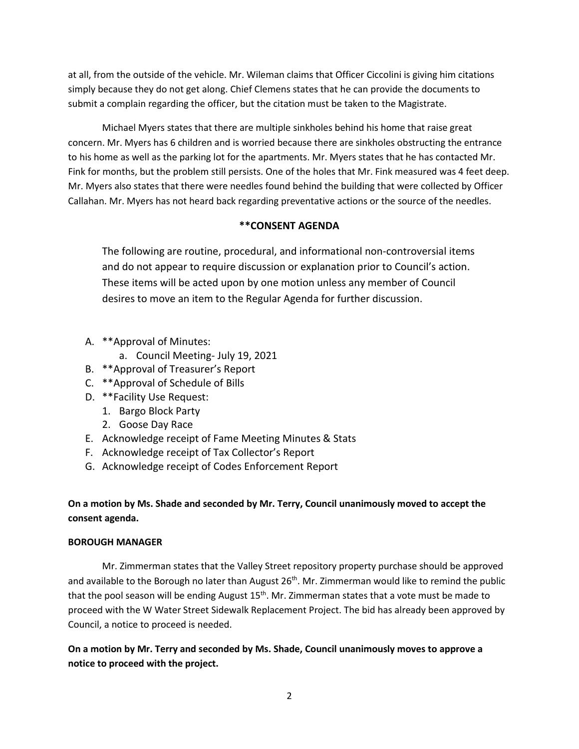at all, from the outside of the vehicle. Mr. Wileman claims that Officer Ciccolini is giving him citations simply because they do not get along. Chief Clemens states that he can provide the documents to submit a complain regarding the officer, but the citation must be taken to the Magistrate.

Michael Myers states that there are multiple sinkholes behind his home that raise great concern. Mr. Myers has 6 children and is worried because there are sinkholes obstructing the entrance to his home as well as the parking lot for the apartments. Mr. Myers states that he has contacted Mr. Fink for months, but the problem still persists. One of the holes that Mr. Fink measured was 4 feet deep. Mr. Myers also states that there were needles found behind the building that were collected by Officer Callahan. Mr. Myers has not heard back regarding preventative actions or the source of the needles.

## **CONSENT AGENDA

The following are routine, procedural, and informational non-controversial items and do not appear to require discussion or explanation prior to Council's action. These items will be acted upon by one motion unless any member of Council desires to move an item to the Regular Agenda for further discussion.

A. **Approval of Minutes:
   a. Council Meeting- July 19, 2021
B. **Approval of Treasurer's Report
C. **Approval of Schedule of Bills
D. **Facility Use Request:
   1. Bargo Block Party
   2. Goose Day Race
E. Acknowledge receipt of Fame Meeting Minutes & Stats
F. Acknowledge receipt of Tax Collector's Report
G. Acknowledge receipt of Codes Enforcement Report

**On a motion by Ms. Shade and seconded by Mr. Terry, Council unanimously moved to accept the consent agenda.**

**BOROUGH MANAGER**

Mr. Zimmerman states that the Valley Street repository property purchase should be approved and available to the Borough no later than August 26th. Mr. Zimmerman would like to remind the public that the pool season will be ending August 15th. Mr. Zimmerman states that a vote must be made to proceed with the W Water Street Sidewalk Replacement Project. The bid has already been approved by Council, a notice to proceed is needed.

**On a motion by Mr. Terry and seconded by Ms. Shade, Council unanimously moves to approve a notice to proceed with the project.**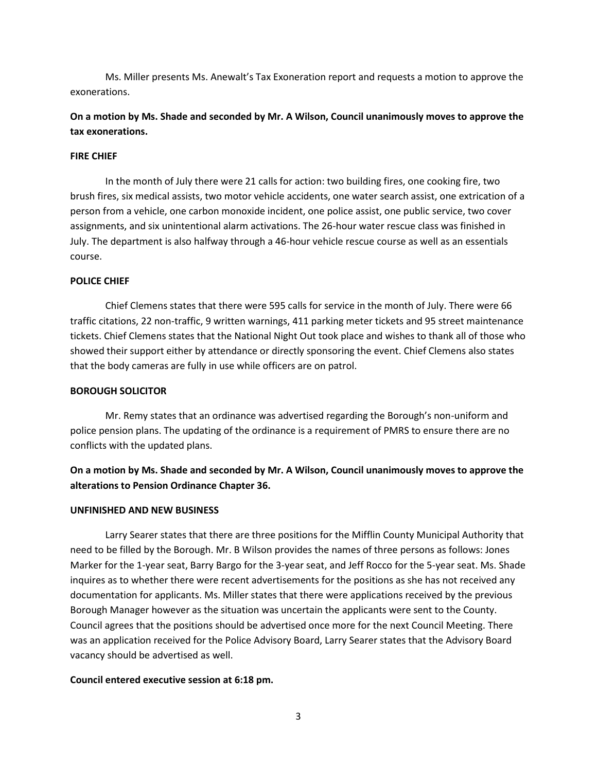Ms. Miller presents Ms. Anewalt's Tax Exoneration report and requests a motion to approve the exonerations.

**On a motion by Ms. Shade and seconded by Mr. A Wilson, Council unanimously moves to approve the tax exonerations.**

**FIRE CHIEF**

In the month of July there were 21 calls for action: two building fires, one cooking fire, two brush fires, six medical assists, two motor vehicle accidents, one water search assist, one extrication of a person from a vehicle, one carbon monoxide incident, one police assist, one public service, two cover assignments, and six unintentional alarm activations. The 26-hour water rescue class was finished in July. The department is also halfway through a 46-hour vehicle rescue course as well as an essentials course.

**POLICE CHIEF**

Chief Clemens states that there were 595 calls for service in the month of July. There were 66 traffic citations, 22 non-traffic, 9 written warnings, 411 parking meter tickets and 95 street maintenance tickets. Chief Clemens states that the National Night Out took place and wishes to thank all of those who showed their support either by attendance or directly sponsoring the event. Chief Clemens also states that the body cameras are fully in use while officers are on patrol.

**BOROUGH SOLICITOR**

Mr. Remy states that an ordinance was advertised regarding the Borough's non-uniform and police pension plans. The updating of the ordinance is a requirement of PMRS to ensure there are no conflicts with the updated plans.

**On a motion by Ms. Shade and seconded by Mr. A Wilson, Council unanimously moves to approve the alterations to Pension Ordinance Chapter 36.**

**UNFINISHED AND NEW BUSINESS**

Larry Searer states that there are three positions for the Mifflin County Municipal Authority that need to be filled by the Borough. Mr. B Wilson provides the names of three persons as follows: Jones Marker for the 1-year seat, Barry Bargo for the 3-year seat, and Jeff Rocco for the 5-year seat. Ms. Shade inquires as to whether there were recent advertisements for the positions as she has not received any documentation for applicants. Ms. Miller states that there were applications received by the previous Borough Manager however as the situation was uncertain the applicants were sent to the County. Council agrees that the positions should be advertised once more for the next Council Meeting. There was an application received for the Police Advisory Board, Larry Searer states that the Advisory Board vacancy should be advertised as well.

**Council entered executive session at 6:18 pm.**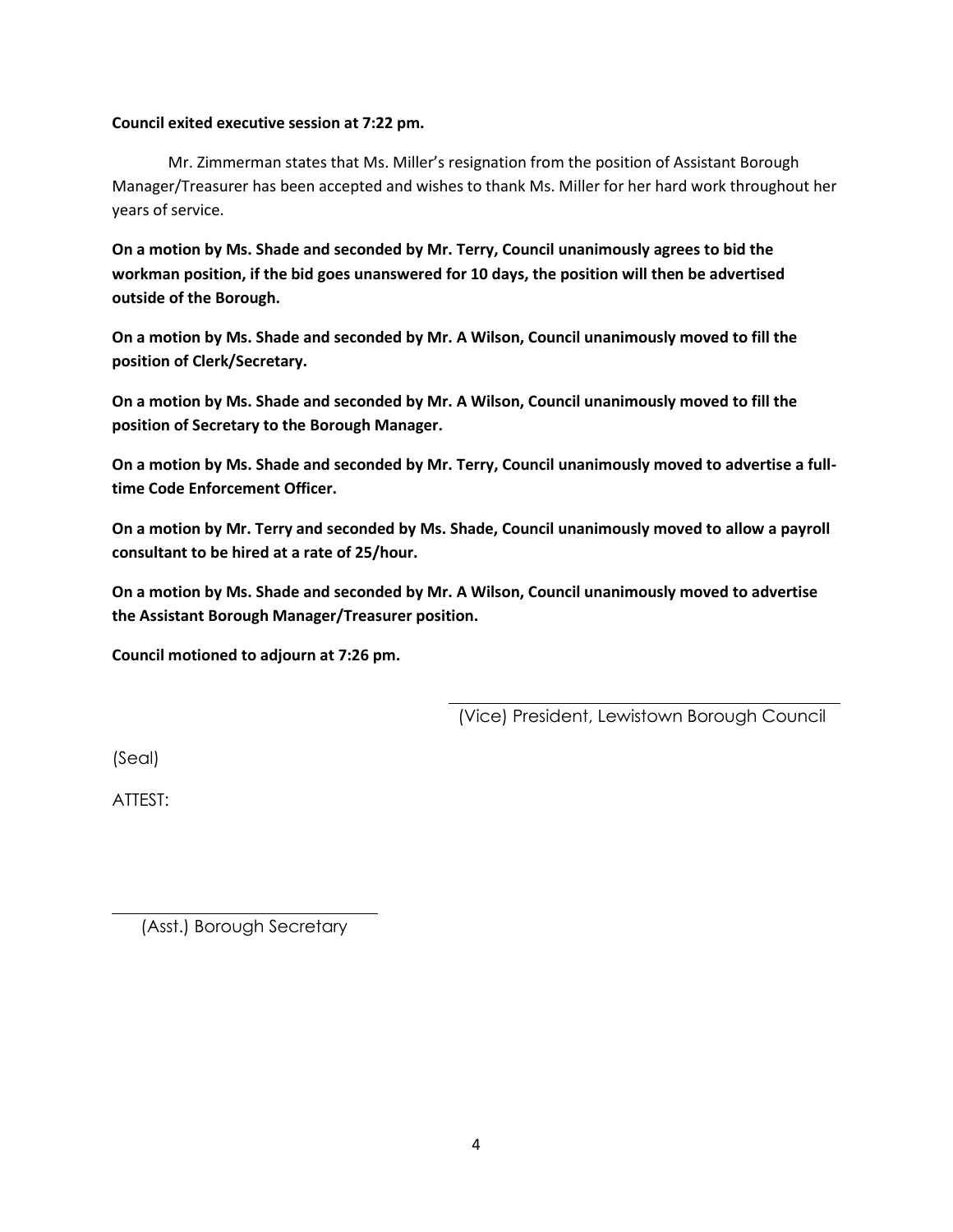**Council exited executive session at 7:22 pm.**

Mr. Zimmerman states that Ms. Miller's resignation from the position of Assistant Borough Manager/Treasurer has been accepted and wishes to thank Ms. Miller for her hard work throughout her years of service.

**On a motion by Ms. Shade and seconded by Mr. Terry, Council unanimously agrees to bid the workman position, if the bid goes unanswered for 10 days, the position will then be advertised outside of the Borough.**

**On a motion by Ms. Shade and seconded by Mr. A Wilson, Council unanimously moved to fill the position of Clerk/Secretary.**

**On a motion by Ms. Shade and seconded by Mr. A Wilson, Council unanimously moved to fill the position of Secretary to the Borough Manager.**

**On a motion by Ms. Shade and seconded by Mr. Terry, Council unanimously moved to advertise a full-time Code Enforcement Officer.**

**On a motion by Mr. Terry and seconded by Ms. Shade, Council unanimously moved to allow a payroll consultant to be hired at a rate of 25/hour.**

**On a motion by Ms. Shade and seconded by Mr. A Wilson, Council unanimously moved to advertise the Assistant Borough Manager/Treasurer position.**

**Council motioned to adjourn at 7:26 pm.**

\_\_\_\_\_\_\_\_\_\_\_\_\_\_\_\_\_\_\_\_\_\_\_\_\_\_\_\_\_\_\_\_\_\_\_\_\_\_\_\_

(Vice) President, Lewistown Borough Council

(Seal)

ATTEST:

\_\_\_\_\_\_\_\_\_\_\_\_\_\_\_\_\_\_\_\_\_\_\_\_\_\_\_\_\_\_\_\_\_\_\_\_\_\_\_\_

(Asst.) Borough Secretary